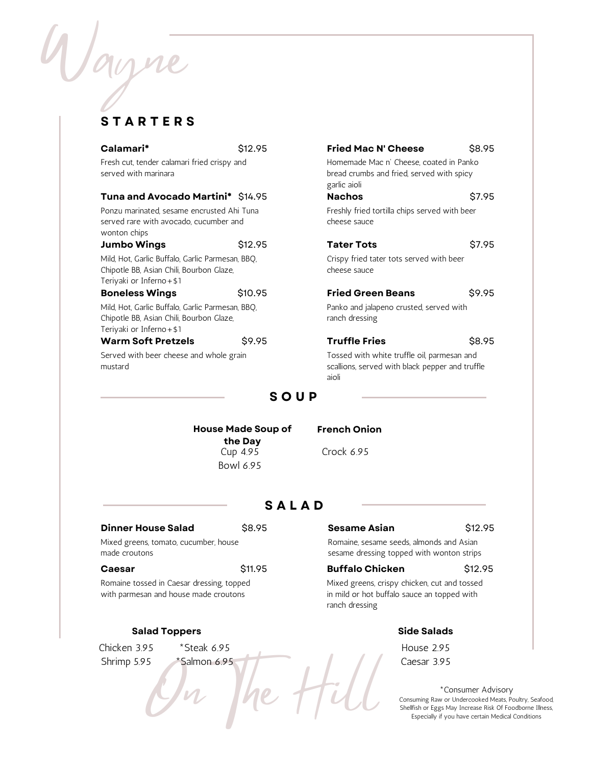# Wayne On The Hill

## STARTERS

**Calamari*** $12.95

Fresh cut, tender calamari fried crispy and served with marinara

**Tuna and Avocado Martini*** $14.95

Ponzu marinated, sesame encrusted Ahi Tuna served rare with avocado, cucumber and wonton chips

**Jumbo Wings** $12.95

Mild, Hot, Garlic Buffalo, Garlic Parmesan, BBQ, Chipotle BB, Asian Chili, Bourbon Glaze, Teriyaki or Inferno+$1

**Boneless Wings** $10.95

Mild, Hot, Garlic Buffalo, Garlic Parmesan, BBQ, Chipotle BB, Asian Chili, Bourbon Glaze, Teriyaki or Inferno+$1

**Warm Soft Pretzels** $9.95

Served with beer cheese and whole grain mustard

**Fried Mac N' Cheese** $8.95

Homemade Mac n' Cheese, coated in Panko bread crumbs and fried, served with spicy garlic aioli

**Nachos** $7.95

Freshly fried tortilla chips served with beer cheese sauce

**Tater Tots** $7.95

Crispy fried tater tots served with beer cheese sauce

**Fried Green Beans** $9.95

Panko and jalapeno crusted, served with ranch dressing

**Truffle Fries** $8.95

Tossed with white truffle oil, parmesan and scallions, served with black pepper and truffle aioli

## SOUP

**House Made Soup of the Day**

Cup 4.95

Bowl 6.95

**French Onion**

Crock 6.95

## SALAD

**Dinner House Salad** $8.95

Mixed greens, tomato, cucumber, house made croutons

**Caesar** $11.95

Romaine tossed in Caesar dressing, topped with parmesan and house made croutons

**Sesame Asian** $12.95

Romaine, sesame seeds, almonds and Asian sesame dressing topped with wonton strips

**Buffalo Chicken** $12.95

Mixed greens, crispy chicken, cut and tossed in mild or hot buffalo sauce an topped with ranch dressing

**Salad Toppers**

Chicken 3.95
*Steak 6.95
Shrimp 5.95
*Salmon 6.95

**Side Salads**

House 2.95
Caesar 3.95

*Consumer Advisory
Consuming Raw or Undercooked Meats, Poultry, Seafood, Shellfish or Eggs May Increase Risk Of Foodborne Illness, Especially if you have certain Medical Conditions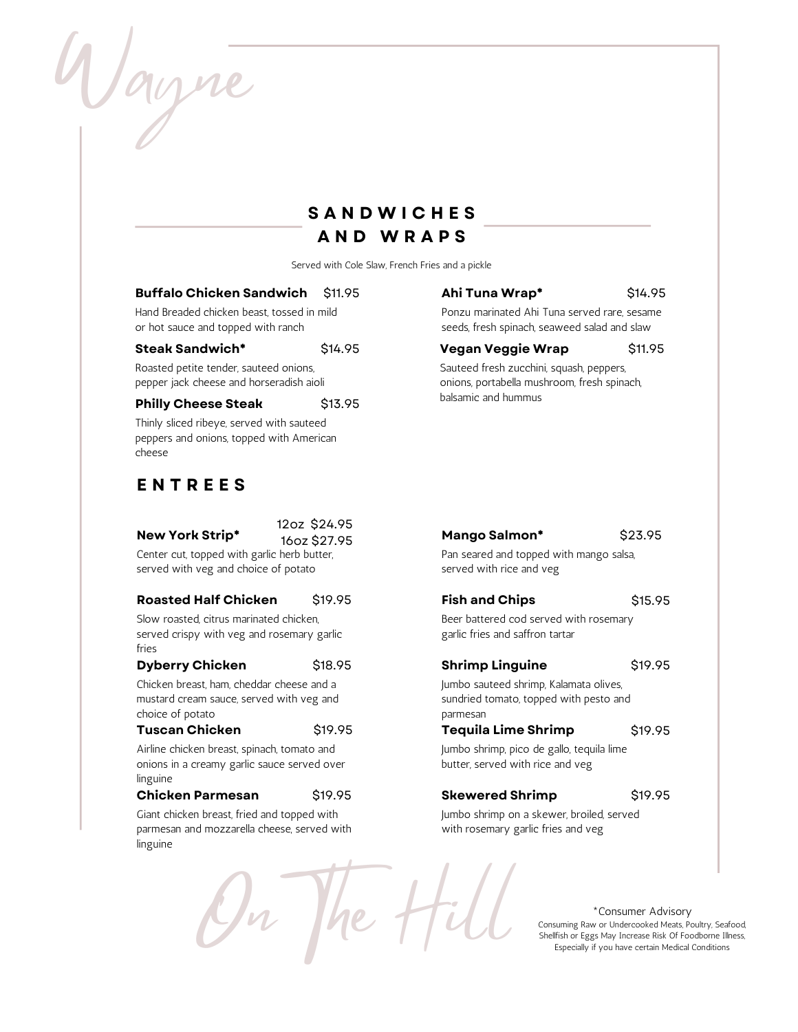Wayne

## SANDWICHES AND WRAPS

Served with Cole Slaw, French Fries and a pickle

**Buffalo Chicken Sandwich** $11.95

Hand Breaded chicken beast, tossed in mild or hot sauce and topped with ranch

**Steak Sandwich*** $14.95

Roasted petite tender, sauteed onions, pepper jack cheese and horseradish aioli

**Philly Cheese Steak** $13.95

Thinly sliced ribeye, served with sauteed peppers and onions, topped with American cheese

**Ahi Tuna Wrap*** $14.95

Ponzu marinated Ahi Tuna served rare, sesame seeds, fresh spinach, seaweed salad and slaw

**Vegan Veggie Wrap** $11.95

Sauteed fresh zucchini, squash, peppers, onions, portabella mushroom, fresh spinach, balsamic and hummus

## ENTREES

**New York Strip*** 12oz $24.95 16oz $27.95

Center cut, topped with garlic herb butter, served with veg and choice of potato

**Roasted Half Chicken** $19.95

Slow roasted, citrus marinated chicken, served crispy with veg and rosemary garlic fries

**Dyberry Chicken** $18.95

Chicken breast, ham, cheddar cheese and a mustard cream sauce, served with veg and choice of potato

**Tuscan Chicken** $19.95

Airline chicken breast, spinach, tomato and onions in a creamy garlic sauce served over linguine

**Chicken Parmesan** $19.95

Giant chicken breast, fried and topped with parmesan and mozzarella cheese, served with linguine

**Mango Salmon*** $23.95

Pan seared and topped with mango salsa, served with rice and veg

**Fish and Chips** $15.95

Beer battered cod served with rosemary garlic fries and saffron tartar

**Shrimp Linguine** $19.95

Jumbo sauteed shrimp, Kalamata olives, sundried tomato, topped with pesto and parmesan

**Tequila Lime Shrimp** $19.95

Jumbo shrimp, pico de gallo, tequila lime butter, served with rice and veg

**Skewered Shrimp** $19.95

Jumbo shrimp on a skewer, broiled, served with rosemary garlic fries and veg

On The Hill

*Consumer Advisory
Consuming Raw or Undercooked Meats, Poultry, Seafood, Shellfish or Eggs May Increase Risk Of Foodborne Illness, Especially if you have certain Medical Conditions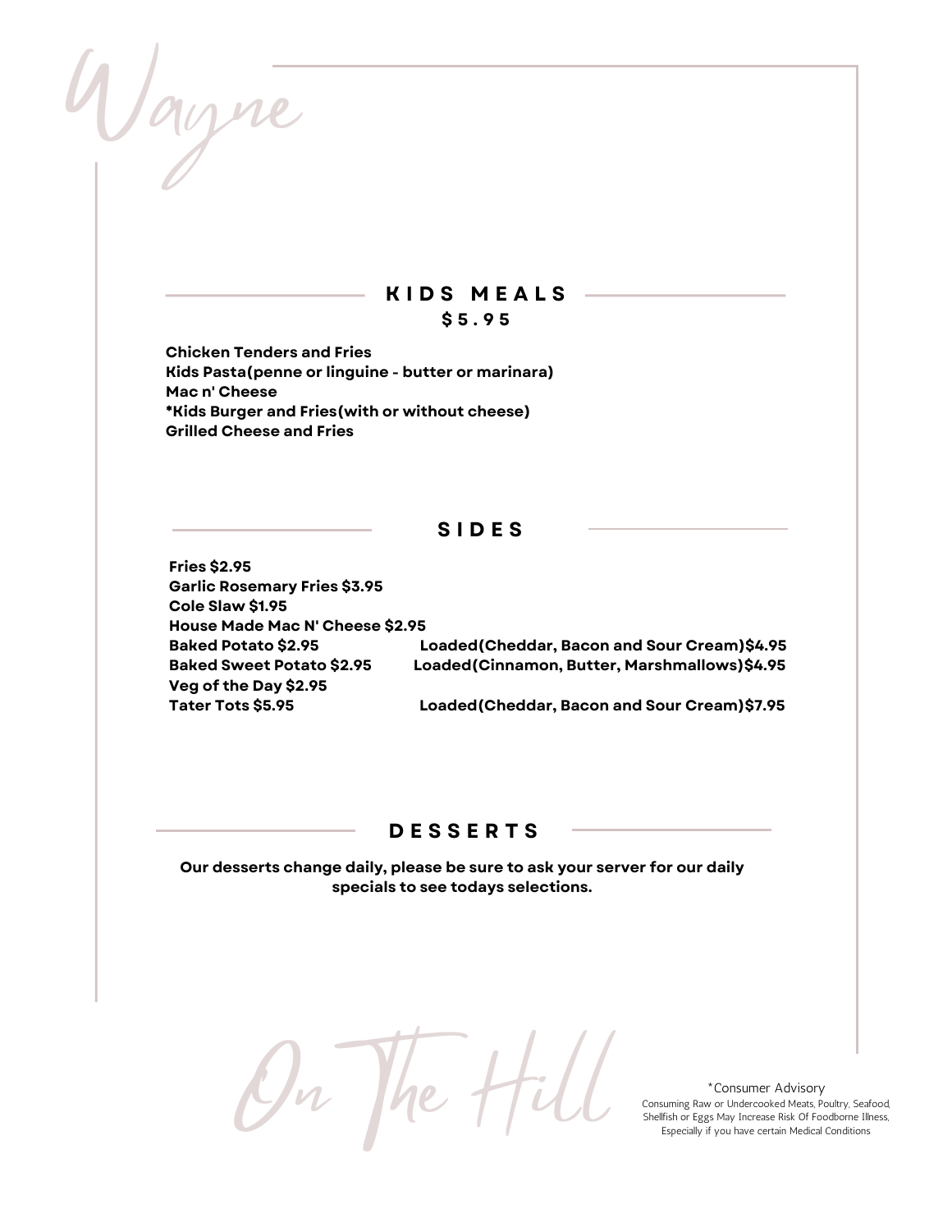# Wayne

## KIDS MEALS

### $5.95

**Chicken Tenders and Fries**
**Kids Pasta(penne or linguine - butter or marinara)**
**Mac n' Cheese**
**\*Kids Burger and Fries(with or without cheese)**
**Grilled Cheese and Fries**

## SIDES

**Fries $2.95**
**Garlic Rosemary Fries $3.95**
**Cole Slaw $1.95**
**House Made Mac N' Cheese $2.95**
**Baked Potato $2.95** — **Loaded(Cheddar, Bacon and Sour Cream)$4.95**
**Baked Sweet Potato $2.95** — **Loaded(Cinnamon, Butter, Marshmallows)$4.95**
**Veg of the Day $2.95**
**Tater Tots $5.95** — **Loaded(Cheddar, Bacon and Sour Cream)$7.95**

## DESSERTS

**Our desserts change daily, please be sure to ask your server for our daily specials to see todays selections.**

# On The Hill

\*Consumer Advisory
Consuming Raw or Undercooked Meats, Poultry, Seafood, Shellfish or Eggs May Increase Risk Of Foodborne Illness, Especially if you have certain Medical Conditions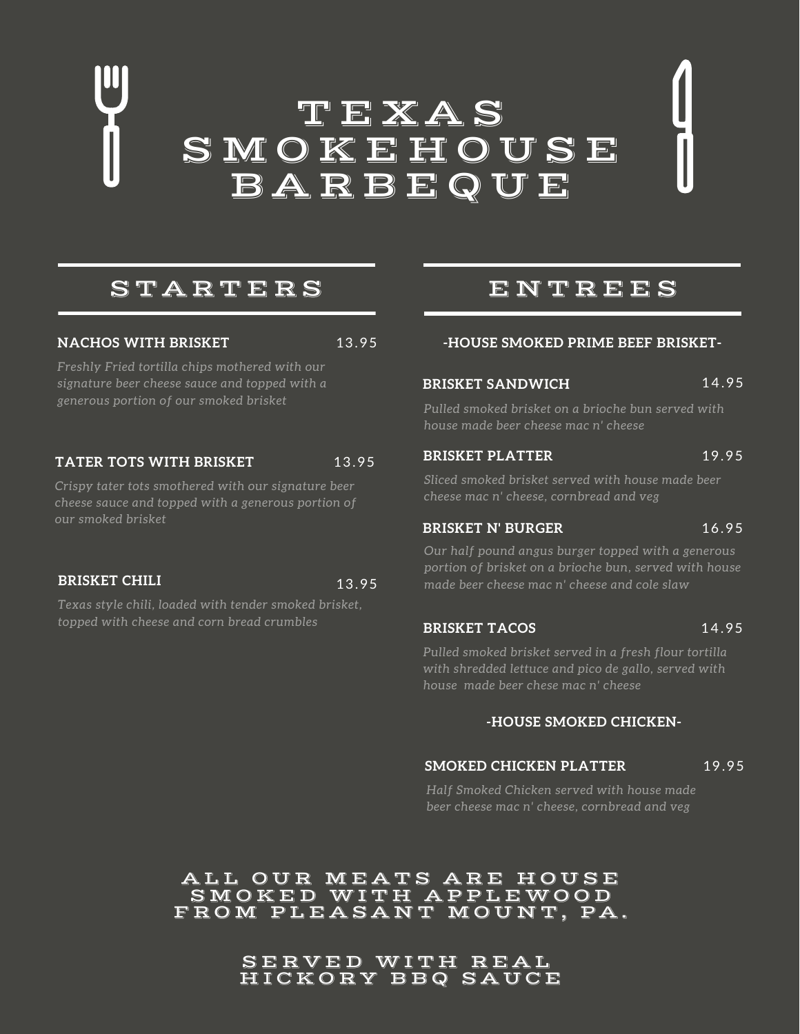# TEXAS SMOKEHOUSE BARBEQUE

## STARTERS

**NACHOS WITH BRISKET** 13.95

*Freshly Fried tortilla chips mothered with our signature beer cheese sauce and topped with a generous portion of our smoked brisket*

**TATER TOTS WITH BRISKET** 13.95

*Crispy tater tots smothered with our signature beer cheese sauce and topped with a generous portion of our smoked brisket*

**BRISKET CHILI** 13.95

*Texas style chili, loaded with tender smoked brisket, topped with cheese and corn bread crumbles*

## ENTREES

### -HOUSE SMOKED PRIME BEEF BRISKET-

**BRISKET SANDWICH** 14.95

*Pulled smoked brisket on a brioche bun served with house made beer cheese mac n' cheese*

**BRISKET PLATTER** 19.95

*Sliced smoked brisket served with house made beer cheese mac n' cheese, cornbread and veg*

**BRISKET N' BURGER** 16.95

*Our half pound angus burger topped with a generous portion of brisket on a brioche bun, served with house made beer cheese mac n' cheese and cole slaw*

**BRISKET TACOS** 14.95

*Pulled smoked brisket served in a fresh flour tortilla with shredded lettuce and pico de gallo, served with house made beer chese mac n' cheese*

### -HOUSE SMOKED CHICKEN-

**SMOKED CHICKEN PLATTER** 19.95

*Half Smoked Chicken served with house made beer cheese mac n' cheese, cornbread and veg*

ALL OUR MEATS ARE HOUSE SMOKED WITH APPLEWOOD FROM PLEASANT MOUNT, PA.

SERVED WITH REAL HICKORY BBQ SAUCE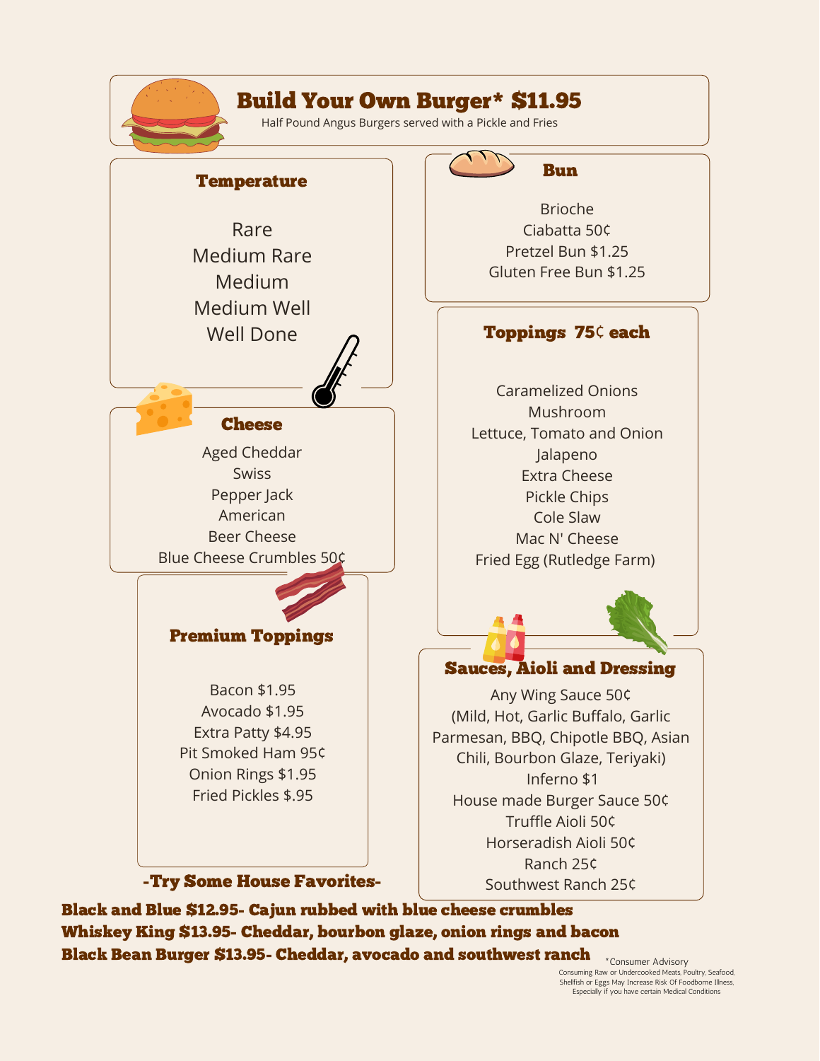# Build Your Own Burger* $11.95

Half Pound Angus Burgers served with a Pickle and Fries

## Temperature

Rare
Medium Rare
Medium
Medium Well
Well Done

## Cheese

Aged Cheddar
Swiss
Pepper Jack
American
Beer Cheese
Blue Cheese Crumbles 50¢

## Premium Toppings

Bacon $1.95
Avocado $1.95
Extra Patty $4.95
Pit Smoked Ham 95¢
Onion Rings $1.95
Fried Pickles $.95

## Bun

Brioche
Ciabatta 50¢
Pretzel Bun $1.25
Gluten Free Bun $1.25

## Toppings 75¢ each

Caramelized Onions
Mushroom
Lettuce, Tomato and Onion
Jalapeno
Extra Cheese
Pickle Chips
Cole Slaw
Mac N' Cheese
Fried Egg (Rutledge Farm)

## Sauces, Aioli and Dressing

Any Wing Sauce 50¢
(Mild, Hot, Garlic Buffalo, Garlic Parmesan, BBQ, Chipotle BBQ, Asian Chili, Bourbon Glaze, Teriyaki)
Inferno $1
House made Burger Sauce 50¢
Truffle Aioli 50¢
Horseradish Aioli 50¢
Ranch 25¢
Southwest Ranch 25¢

## -Try Some House Favorites-

**Black and Blue $12.95- Cajun rubbed with blue cheese crumbles**
**Whiskey King $13.95- Cheddar, bourbon glaze, onion rings and bacon**
**Black Bean Burger $13.95- Cheddar, avocado and southwest ranch**

*Consumer Advisory
Consuming Raw or Undercooked Meats, Poultry, Seafood, Shellfish or Eggs May Increase Risk Of Foodborne Illness, Especially if you have certain Medical Conditions